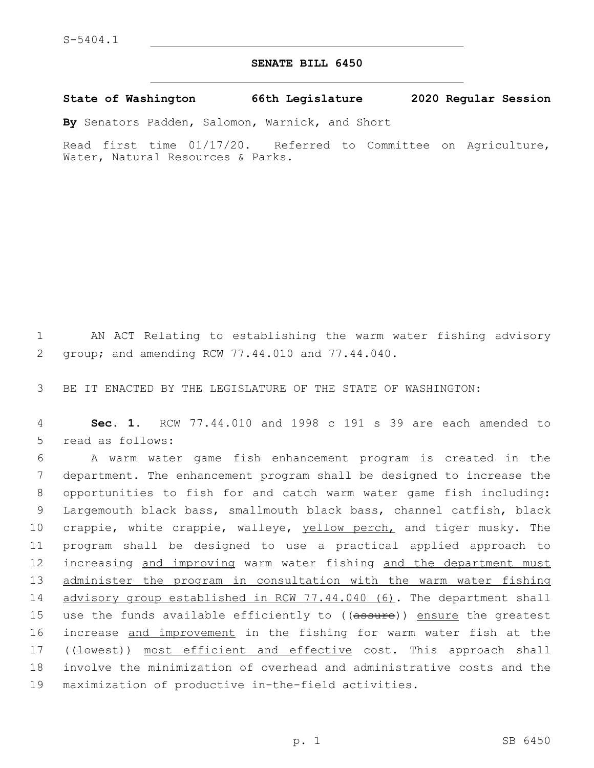S-5404.1

# SENATE BILL 6450

**State of Washington 66th Legislature 2020 Regular Session**

**By** Senators Padden, Salomon, Warnick, and Short

Read first time 01/17/20. Referred to Committee on Agriculture, Water, Natural Resources & Parks.

AN ACT Relating to establishing the warm water fishing advisory group; and amending RCW 77.44.010 and 77.44.040.

BE IT ENACTED BY THE LEGISLATURE OF THE STATE OF WASHINGTON:

**Sec. 1.** RCW 77.44.010 and 1998 c 191 s 39 are each amended to read as follows:

A warm water game fish enhancement program is created in the department. The enhancement program shall be designed to increase the opportunities to fish for and catch warm water game fish including: Largemouth black bass, smallmouth black bass, channel catfish, black crappie, white crappie, walleye, <u>yellow perch,</u> and tiger musky. The program shall be designed to use a practical applied approach to increasing <u>and improving</u> warm water fishing <u>and the department must administer the program in consultation with the warm water fishing advisory group established in RCW 77.44.040 (6)</u>. The department shall use the funds available efficiently to ((~~assure~~)) <u>ensure</u> the greatest increase <u>and improvement</u> in the fishing for warm water fish at the ((~~lowest~~)) <u>most efficient and effective</u> cost. This approach shall involve the minimization of overhead and administrative costs and the maximization of productive in-the-field activities.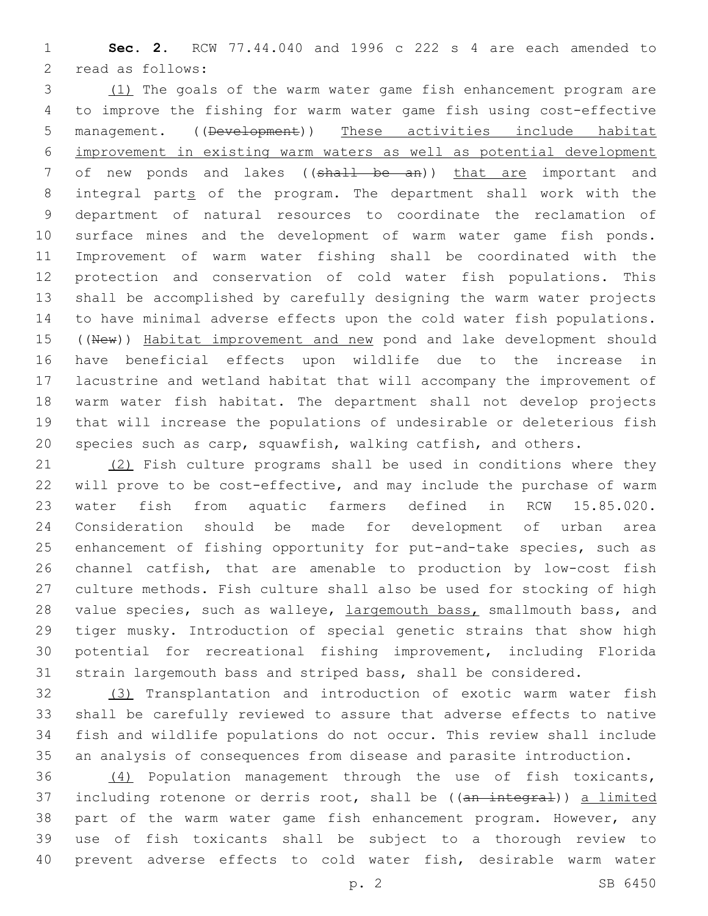**Sec. 2.** RCW 77.44.040 and 1996 c 222 s 4 are each amended to read as follows:

(1) The goals of the warm water game fish enhancement program are to improve the fishing for warm water game fish using cost-effective management. ((~~Development~~)) These activities include habitat improvement in existing warm waters as well as potential development of new ponds and lakes ((~~shall be an~~)) that are important and integral parts of the program. The department shall work with the department of natural resources to coordinate the reclamation of surface mines and the development of warm water game fish ponds. Improvement of warm water fishing shall be coordinated with the protection and conservation of cold water fish populations. This shall be accomplished by carefully designing the warm water projects to have minimal adverse effects upon the cold water fish populations. ((~~New~~)) Habitat improvement and new pond and lake development should have beneficial effects upon wildlife due to the increase in lacustrine and wetland habitat that will accompany the improvement of warm water fish habitat. The department shall not develop projects that will increase the populations of undesirable or deleterious fish species such as carp, squawfish, walking catfish, and others.

(2) Fish culture programs shall be used in conditions where they will prove to be cost-effective, and may include the purchase of warm water fish from aquatic farmers defined in RCW 15.85.020. Consideration should be made for development of urban area enhancement of fishing opportunity for put-and-take species, such as channel catfish, that are amenable to production by low-cost fish culture methods. Fish culture shall also be used for stocking of high value species, such as walleye, largemouth bass, smallmouth bass, and tiger musky. Introduction of special genetic strains that show high potential for recreational fishing improvement, including Florida strain largemouth bass and striped bass, shall be considered.

(3) Transplantation and introduction of exotic warm water fish shall be carefully reviewed to assure that adverse effects to native fish and wildlife populations do not occur. This review shall include an analysis of consequences from disease and parasite introduction.

(4) Population management through the use of fish toxicants, including rotenone or derris root, shall be ((~~an integral~~)) a limited part of the warm water game fish enhancement program. However, any use of fish toxicants shall be subject to a thorough review to prevent adverse effects to cold water fish, desirable warm water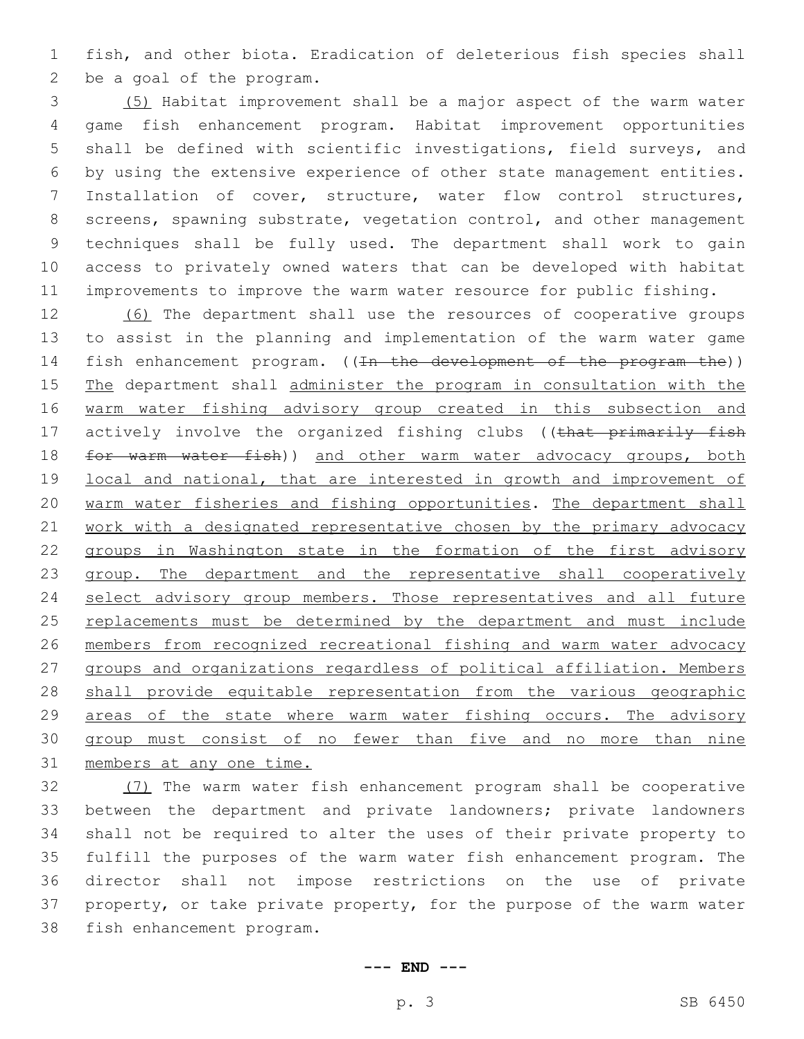fish, and other biota. Eradication of deleterious fish species shall be a goal of the program.

(5) Habitat improvement shall be a major aspect of the warm water game fish enhancement program. Habitat improvement opportunities shall be defined with scientific investigations, field surveys, and by using the extensive experience of other state management entities. Installation of cover, structure, water flow control structures, screens, spawning substrate, vegetation control, and other management techniques shall be fully used. The department shall work to gain access to privately owned waters that can be developed with habitat improvements to improve the warm water resource for public fishing.

(6) The department shall use the resources of cooperative groups to assist in the planning and implementation of the warm water game fish enhancement program. ((~~In the development of the program the~~)) The department shall administer the program in consultation with the warm water fishing advisory group created in this subsection and actively involve the organized fishing clubs ((~~that primarily fish for warm water fish~~)) and other warm water advocacy groups, both local and national, that are interested in growth and improvement of warm water fisheries and fishing opportunities. The department shall work with a designated representative chosen by the primary advocacy groups in Washington state in the formation of the first advisory group. The department and the representative shall cooperatively select advisory group members. Those representatives and all future replacements must be determined by the department and must include members from recognized recreational fishing and warm water advocacy groups and organizations regardless of political affiliation. Members shall provide equitable representation from the various geographic areas of the state where warm water fishing occurs. The advisory group must consist of no fewer than five and no more than nine members at any one time.

(7) The warm water fish enhancement program shall be cooperative between the department and private landowners; private landowners shall not be required to alter the uses of their private property to fulfill the purposes of the warm water fish enhancement program. The director shall not impose restrictions on the use of private property, or take private property, for the purpose of the warm water fish enhancement program.

**--- END ---**